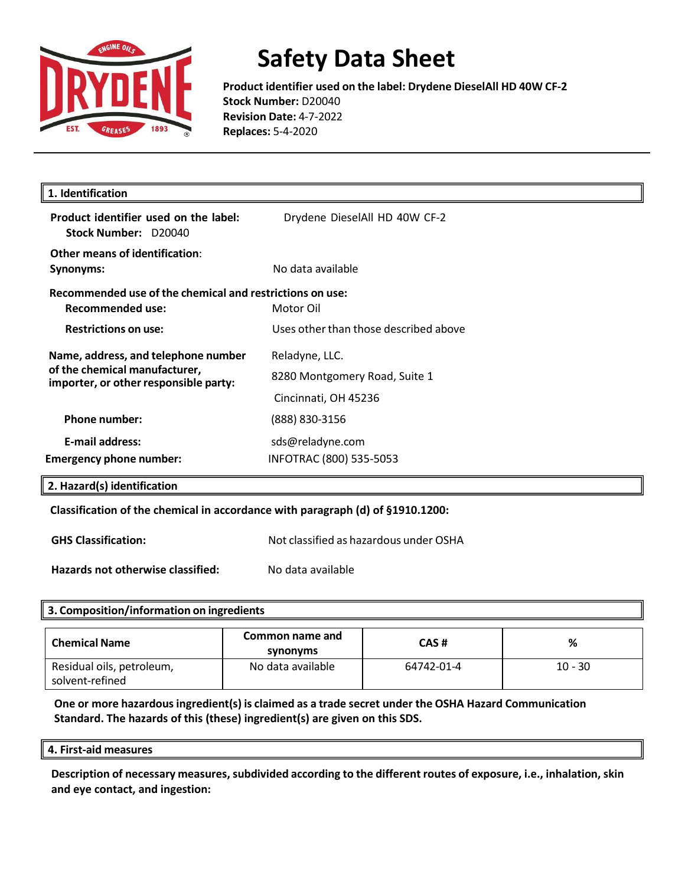# Safety Data Sheet

**Product identifier used on the label: Drydene DieselAll HD 40W CF-2**
**Stock Number:** D20040
**Revision Date:** 4-7-2022
**Replaces:** 5-4-2020

## 1. Identification

**Product identifier used on the label:** Drydene DieselAll HD 40W CF-2
**Stock Number:** D20040

**Other means of identification:**
**Synonyms:** No data available

**Recommended use of the chemical and restrictions on use:**
**Recommended use:** Motor Oil
**Restrictions on use:** Uses other than those described above

**Name, address, and telephone number of the chemical manufacturer, importer, or other responsible party:**
Reladyne, LLC.
8280 Montgomery Road, Suite 1
Cincinnati, OH 45236

**Phone number:** (888) 830-3156
**E-mail address:** sds@reladyne.com
**Emergency phone number:** INFOTRAC (800) 535-5053

## 2. Hazard(s) identification

**Classification of the chemical in accordance with paragraph (d) of §1910.1200:**

**GHS Classification:** Not classified as hazardous under OSHA

**Hazards not otherwise classified:** No data available

## 3. Composition/information on ingredients

| Chemical Name | Common name and synonyms | CAS # | % |
|---|---|---|---|
| Residual oils, petroleum, solvent-refined | No data available | 64742-01-4 | 10 - 30 |

**One or more hazardous ingredient(s) is claimed as a trade secret under the OSHA Hazard Communication Standard. The hazards of this (these) ingredient(s) are given on this SDS.**

## 4. First-aid measures

**Description of necessary measures, subdivided according to the different routes of exposure, i.e., inhalation, skin and eye contact, and ingestion:**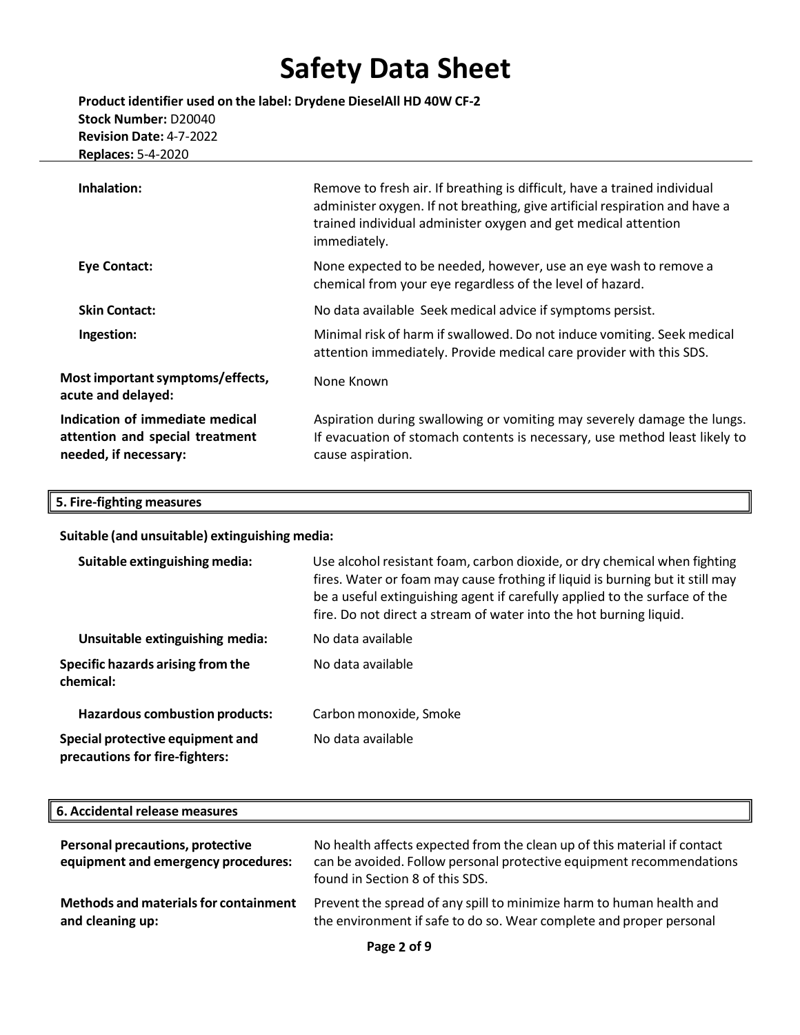| | |
|---|---|
| **Inhalation:** | Remove to fresh air. If breathing is difficult, have a trained individual administer oxygen. If not breathing, give artificial respiration and have a trained individual administer oxygen and get medical attention immediately. |
| **Eye Contact:** | None expected to be needed, however, use an eye wash to remove a chemical from your eye regardless of the level of hazard. |
| **Skin Contact:** | No data available Seek medical advice if symptoms persist. |
| **Ingestion:** | Minimal risk of harm if swallowed. Do not induce vomiting. Seek medical attention immediately. Provide medical care provider with this SDS. |
| **Most important symptoms/effects, acute and delayed:** | None Known |
| **Indication of immediate medical attention and special treatment needed, if necessary:** | Aspiration during swallowing or vomiting may severely damage the lungs. If evacuation of stomach contents is necessary, use method least likely to cause aspiration. |

## 5. Fire-fighting measures

**Suitable (and unsuitable) extinguishing media:**

| | |
|---|---|
| **Suitable extinguishing media:** | Use alcohol resistant foam, carbon dioxide, or dry chemical when fighting fires. Water or foam may cause frothing if liquid is burning but it still may be a useful extinguishing agent if carefully applied to the surface of the fire. Do not direct a stream of water into the hot burning liquid. |
| **Unsuitable extinguishing media:** | No data available |
| **Specific hazards arising from the chemical:** | No data available |
| **Hazardous combustion products:** | Carbon monoxide, Smoke |
| **Special protective equipment and precautions for fire-fighters:** | No data available |

## 6. Accidental release measures

| | |
|---|---|
| **Personal precautions, protective equipment and emergency procedures:** | No health affects expected from the clean up of this material if contact can be avoided. Follow personal protective equipment recommendations found in Section 8 of this SDS. |
| **Methods and materials for containment and cleaning up:** | Prevent the spread of any spill to minimize harm to human health and the environment if safe to do so. Wear complete and proper personal |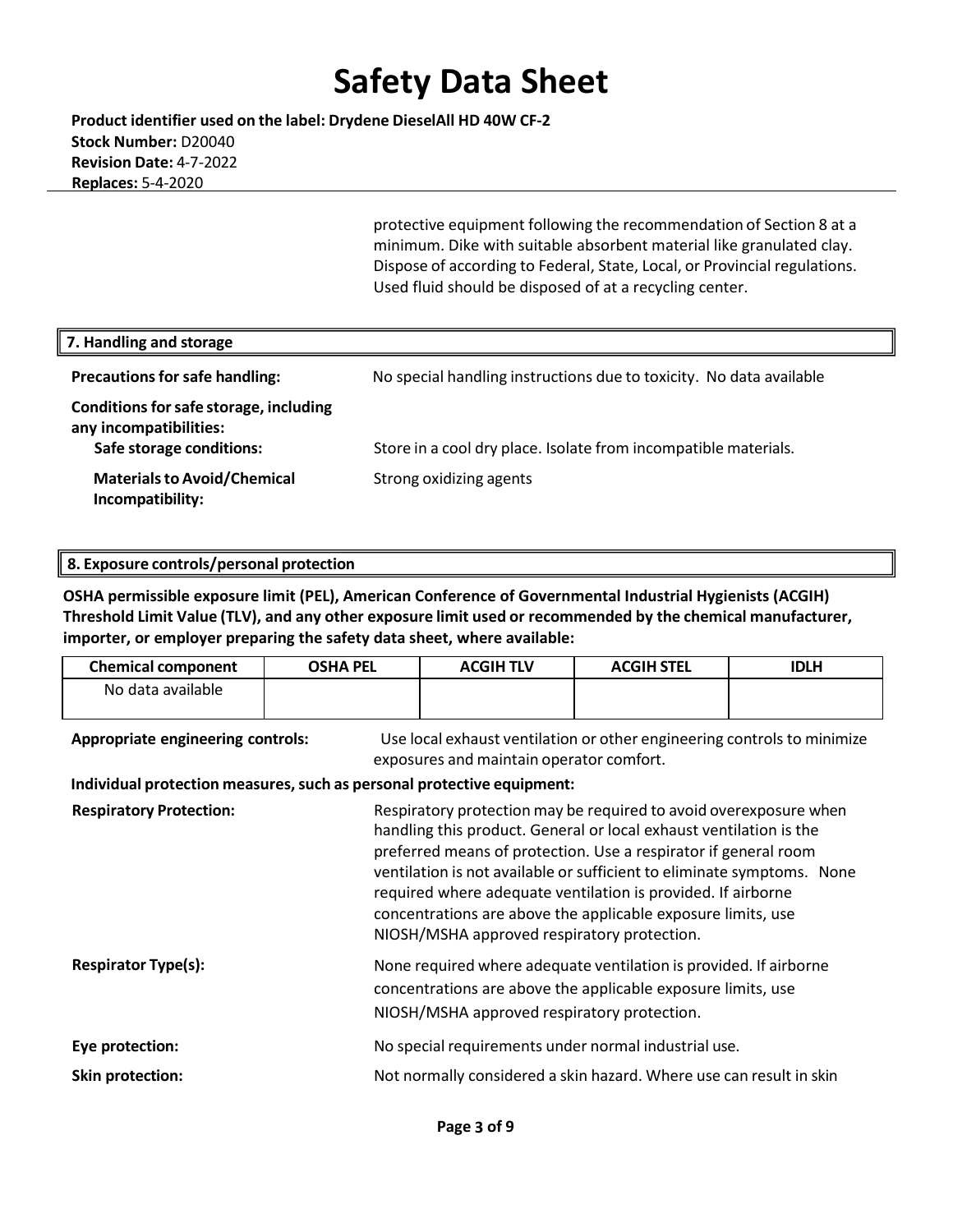protective equipment following the recommendation of Section 8 at a minimum. Dike with suitable absorbent material like granulated clay. Dispose of according to Federal, State, Local, or Provincial regulations. Used fluid should be disposed of at a recycling center.

## 7. Handling and storage

**Precautions for safe handling:** No special handling instructions due to toxicity. No data available

**Conditions for safe storage, including any incompatibilities:**

**Safe storage conditions:** Store in a cool dry place. Isolate from incompatible materials.

**Materials to Avoid/Chemical Incompatibility:** Strong oxidizing agents

## 8. Exposure controls/personal protection

**OSHA permissible exposure limit (PEL), American Conference of Governmental Industrial Hygienists (ACGIH) Threshold Limit Value (TLV), and any other exposure limit used or recommended by the chemical manufacturer, importer, or employer preparing the safety data sheet, where available:**

| Chemical component | OSHA PEL | ACGIH TLV | ACGIH STEL | IDLH |
|---|---|---|---|---|
| No data available | | | | |

**Appropriate engineering controls:** Use local exhaust ventilation or other engineering controls to minimize exposures and maintain operator comfort.

**Individual protection measures, such as personal protective equipment:**

**Respiratory Protection:** Respiratory protection may be required to avoid overexposure when handling this product. General or local exhaust ventilation is the preferred means of protection. Use a respirator if general room ventilation is not available or sufficient to eliminate symptoms. None required where adequate ventilation is provided. If airborne concentrations are above the applicable exposure limits, use NIOSH/MSHA approved respiratory protection.

**Respirator Type(s):** None required where adequate ventilation is provided. If airborne concentrations are above the applicable exposure limits, use NIOSH/MSHA approved respiratory protection.

**Eye protection:** No special requirements under normal industrial use.

**Skin protection:** Not normally considered a skin hazard. Where use can result in skin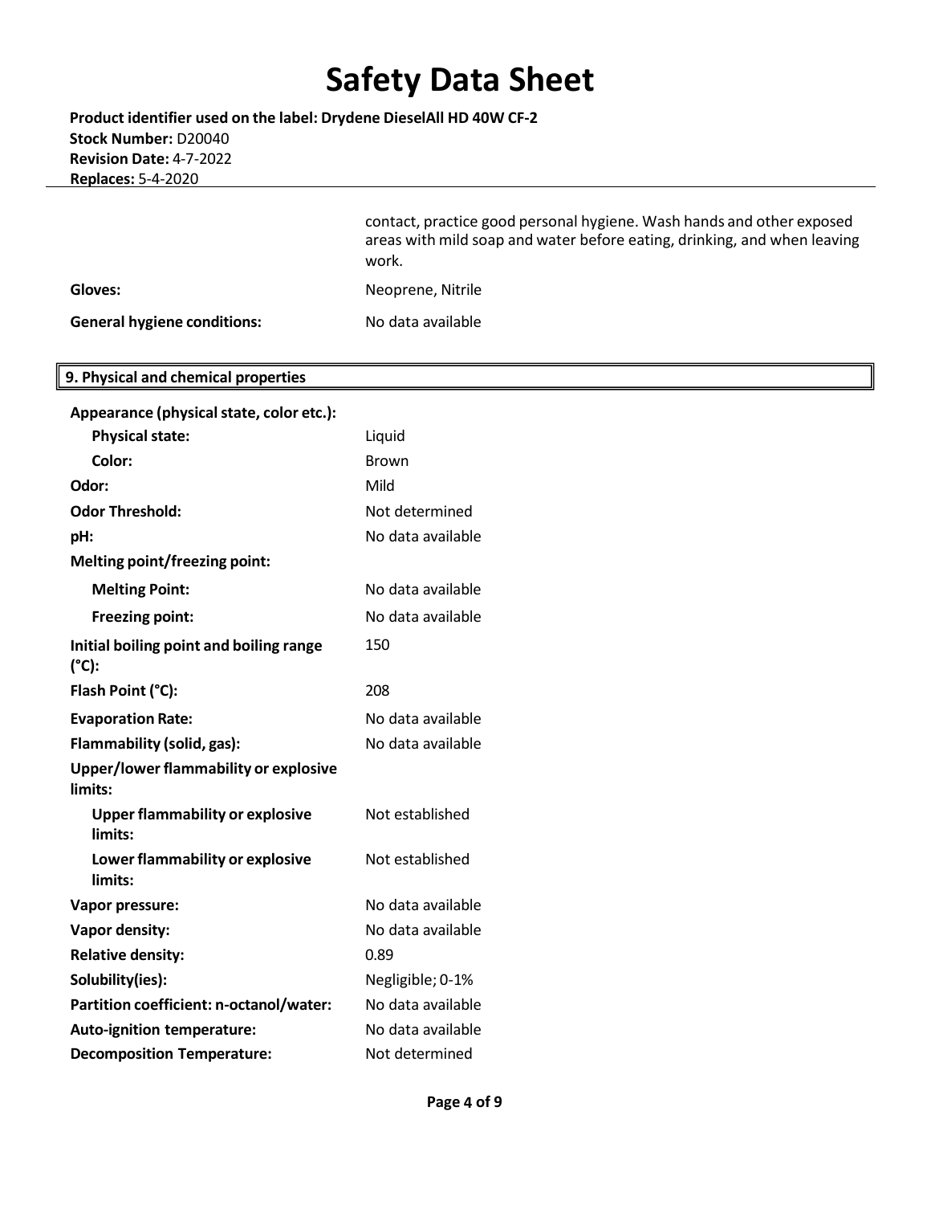contact, practice good personal hygiene. Wash hands and other exposed areas with mild soap and water before eating, drinking, and when leaving work.

| | |
|---|---|
| **Gloves:** | Neoprene, Nitrile |
| **General hygiene conditions:** | No data available |

## 9. Physical and chemical properties

| | |
|---|---|
| **Appearance (physical state, color etc.):** | |
| **Physical state:** | Liquid |
| **Color:** | Brown |
| **Odor:** | Mild |
| **Odor Threshold:** | Not determined |
| **pH:** | No data available |
| **Melting point/freezing point:** | |
| **Melting Point:** | No data available |
| **Freezing point:** | No data available |
| **Initial boiling point and boiling range (°C):** | 150 |
| **Flash Point (°C):** | 208 |
| **Evaporation Rate:** | No data available |
| **Flammability (solid, gas):** | No data available |
| **Upper/lower flammability or explosive limits:** | |
| **Upper flammability or explosive limits:** | Not established |
| **Lower flammability or explosive limits:** | Not established |
| **Vapor pressure:** | No data available |
| **Vapor density:** | No data available |
| **Relative density:** | 0.89 |
| **Solubility(ies):** | Negligible; 0-1% |
| **Partition coefficient: n-octanol/water:** | No data available |
| **Auto-ignition temperature:** | No data available |
| **Decomposition Temperature:** | Not determined |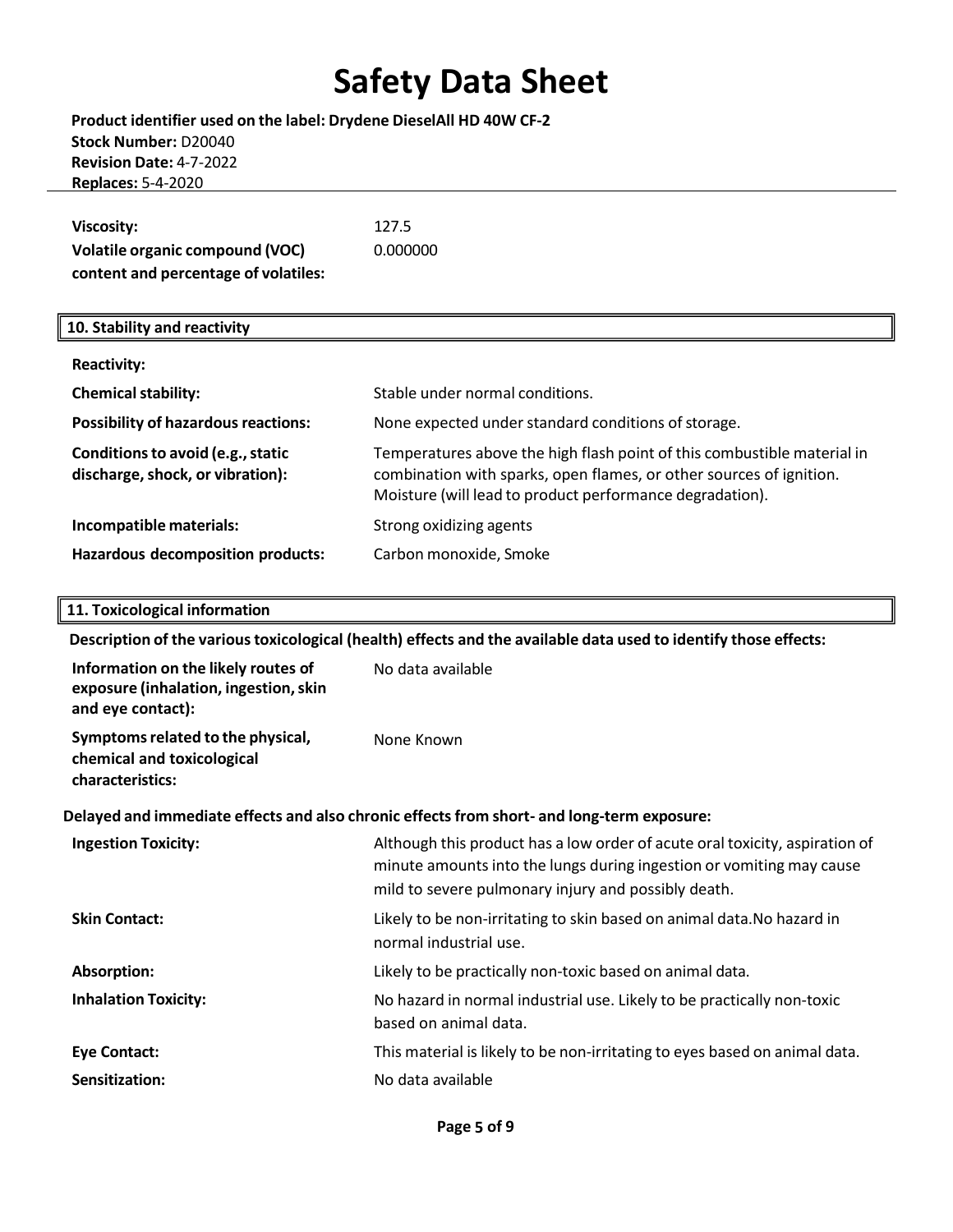| | |
|---|---|
| **Viscosity:** | 127.5 |
| **Volatile organic compound (VOC) content and percentage of volatiles:** | 0.000000 |

## 10. Stability and reactivity

| | |
|---|---|
| **Reactivity:** | |
| **Chemical stability:** | Stable under normal conditions. |
| **Possibility of hazardous reactions:** | None expected under standard conditions of storage. |
| **Conditions to avoid (e.g., static discharge, shock, or vibration):** | Temperatures above the high flash point of this combustible material in combination with sparks, open flames, or other sources of ignition. Moisture (will lead to product performance degradation). |
| **Incompatible materials:** | Strong oxidizing agents |
| **Hazardous decomposition products:** | Carbon monoxide, Smoke |

## 11. Toxicological information

**Description of the various toxicological (health) effects and the available data used to identify those effects:**

| | |
|---|---|
| **Information on the likely routes of exposure (inhalation, ingestion, skin and eye contact):** | No data available |
| **Symptoms related to the physical, chemical and toxicological characteristics:** | None Known |

**Delayed and immediate effects and also chronic effects from short- and long-term exposure:**

| | |
|---|---|
| **Ingestion Toxicity:** | Although this product has a low order of acute oral toxicity, aspiration of minute amounts into the lungs during ingestion or vomiting may cause mild to severe pulmonary injury and possibly death. |
| **Skin Contact:** | Likely to be non-irritating to skin based on animal data.No hazard in normal industrial use. |
| **Absorption:** | Likely to be practically non-toxic based on animal data. |
| **Inhalation Toxicity:** | No hazard in normal industrial use. Likely to be practically non-toxic based on animal data. |
| **Eye Contact:** | This material is likely to be non-irritating to eyes based on animal data. |
| **Sensitization:** | No data available |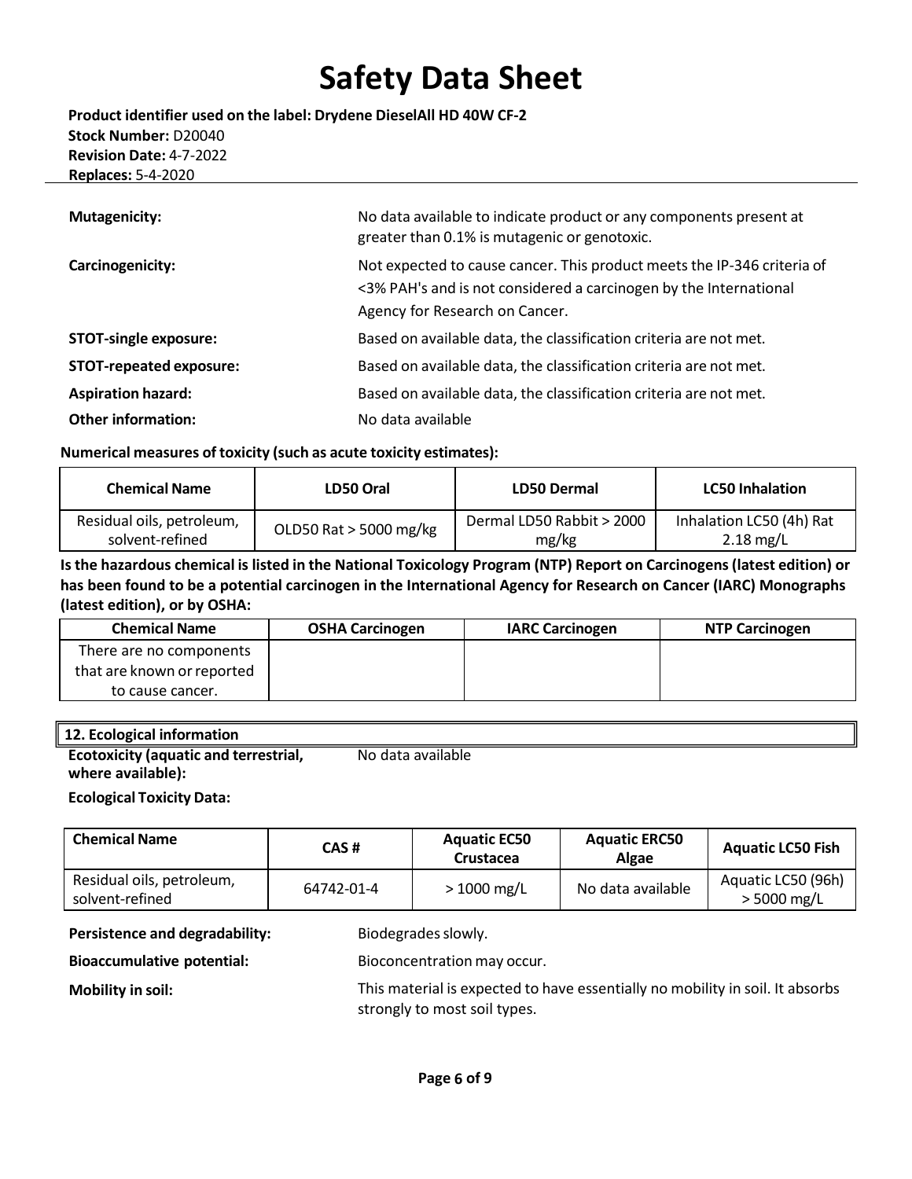| | |
|---|---|
| **Mutagenicity:** | No data available to indicate product or any components present at greater than 0.1% is mutagenic or genotoxic. |
| **Carcinogenicity:** | Not expected to cause cancer. This product meets the IP-346 criteria of <3% PAH's and is not considered a carcinogen by the International Agency for Research on Cancer. |
| **STOT-single exposure:** | Based on available data, the classification criteria are not met. |
| **STOT-repeated exposure:** | Based on available data, the classification criteria are not met. |
| **Aspiration hazard:** | Based on available data, the classification criteria are not met. |
| **Other information:** | No data available |

**Numerical measures of toxicity (such as acute toxicity estimates):**

| Chemical Name | LD50 Oral | LD50 Dermal | LC50 Inhalation |
|---|---|---|---|
| Residual oils, petroleum, solvent-refined | OLD50 Rat > 5000 mg/kg | Dermal LD50 Rabbit > 2000 mg/kg | Inhalation LC50 (4h) Rat 2.18 mg/L |

**Is the hazardous chemical is listed in the National Toxicology Program (NTP) Report on Carcinogens (latest edition) or has been found to be a potential carcinogen in the International Agency for Research on Cancer (IARC) Monographs (latest edition), or by OSHA:**

| Chemical Name | OSHA Carcinogen | IARC Carcinogen | NTP Carcinogen |
|---|---|---|---|
| There are no components that are known or reported to cause cancer. | | | |

## 12. Ecological information

**Ecotoxicity (aquatic and terrestrial, where available):** No data available

**Ecological Toxicity Data:**

| Chemical Name | CAS # | Aquatic EC50 Crustacea | Aquatic ERC50 Algae | Aquatic LC50 Fish |
|---|---|---|---|---|
| Residual oils, petroleum, solvent-refined | 64742-01-4 | > 1000 mg/L | No data available | Aquatic LC50 (96h) > 5000 mg/L |

| | |
|---|---|
| **Persistence and degradability:** | Biodegrades slowly. |
| **Bioaccumulative potential:** | Bioconcentration may occur. |
| **Mobility in soil:** | This material is expected to have essentially no mobility in soil. It absorbs strongly to most soil types. |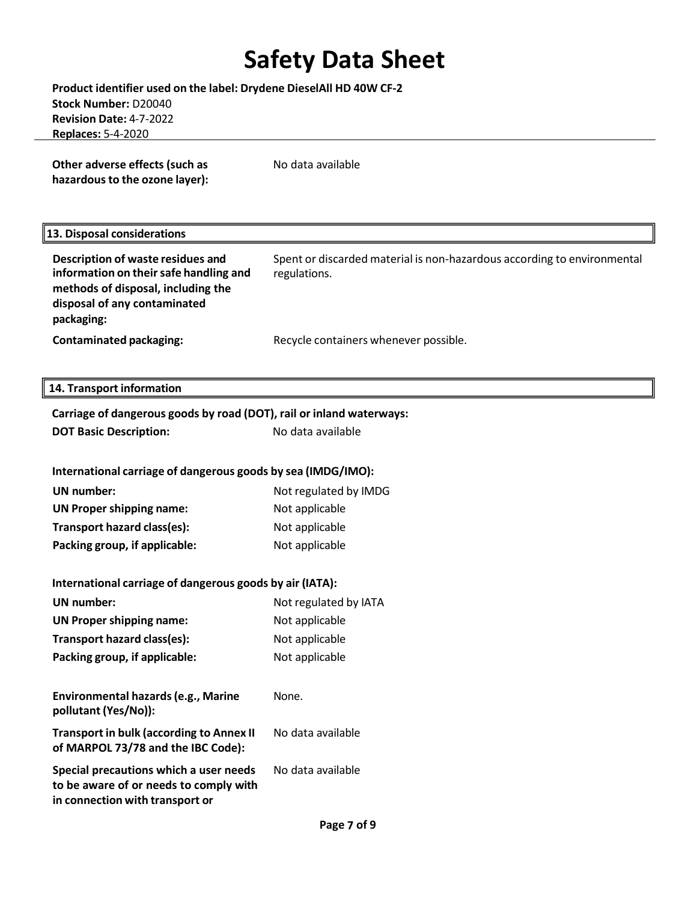**Other adverse effects (such as hazardous to the ozone layer):** No data available

## 13. Disposal considerations

**Description of waste residues and information on their safe handling and methods of disposal, including the disposal of any contaminated packaging:** Spent or discarded material is non-hazardous according to environmental regulations.

**Contaminated packaging:** Recycle containers whenever possible.

## 14. Transport information

**Carriage of dangerous goods by road (DOT), rail or inland waterways:**

**DOT Basic Description:** No data available

**International carriage of dangerous goods by sea (IMDG/IMO):**

**UN number:** Not regulated by IMDG

**UN Proper shipping name:** Not applicable

**Transport hazard class(es):** Not applicable

**Packing group, if applicable:** Not applicable

**International carriage of dangerous goods by air (IATA):**

**UN number:** Not regulated by IATA

**UN Proper shipping name:** Not applicable

**Transport hazard class(es):** Not applicable

**Packing group, if applicable:** Not applicable

**Environmental hazards (e.g., Marine pollutant (Yes/No)):** None.

**Transport in bulk (according to Annex II of MARPOL 73/78 and the IBC Code):** No data available

**Special precautions which a user needs to be aware of or needs to comply with in connection with transport or** No data available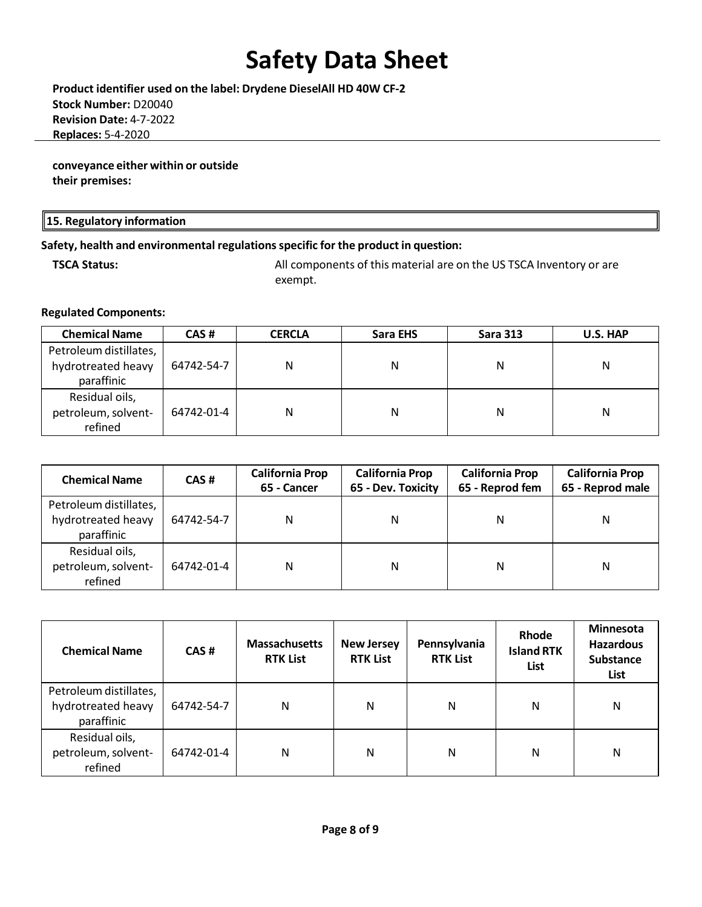**conveyance either within or outside their premises:**

## 15. Regulatory information

**Safety, health and environmental regulations specific for the product in question:**

**TSCA Status:** All components of this material are on the US TSCA Inventory or are exempt.

**Regulated Components:**

| Chemical Name | CAS # | CERCLA | Sara EHS | Sara 313 | U.S. HAP |
|---|---|---|---|---|---|
| Petroleum distillates, hydrotreated heavy paraffinic | 64742-54-7 | N | N | N | N |
| Residual oils, petroleum, solvent-refined | 64742-01-4 | N | N | N | N |

| Chemical Name | CAS # | California Prop 65 - Cancer | California Prop 65 - Dev. Toxicity | California Prop 65 - Reprod fem | California Prop 65 - Reprod male |
|---|---|---|---|---|---|
| Petroleum distillates, hydrotreated heavy paraffinic | 64742-54-7 | N | N | N | N |
| Residual oils, petroleum, solvent-refined | 64742-01-4 | N | N | N | N |

| Chemical Name | CAS # | Massachusetts RTK List | New Jersey RTK List | Pennsylvania RTK List | Rhode Island RTK List | Minnesota Hazardous Substance List |
|---|---|---|---|---|---|---|
| Petroleum distillates, hydrotreated heavy paraffinic | 64742-54-7 | N | N | N | N | N |
| Residual oils, petroleum, solvent-refined | 64742-01-4 | N | N | N | N | N |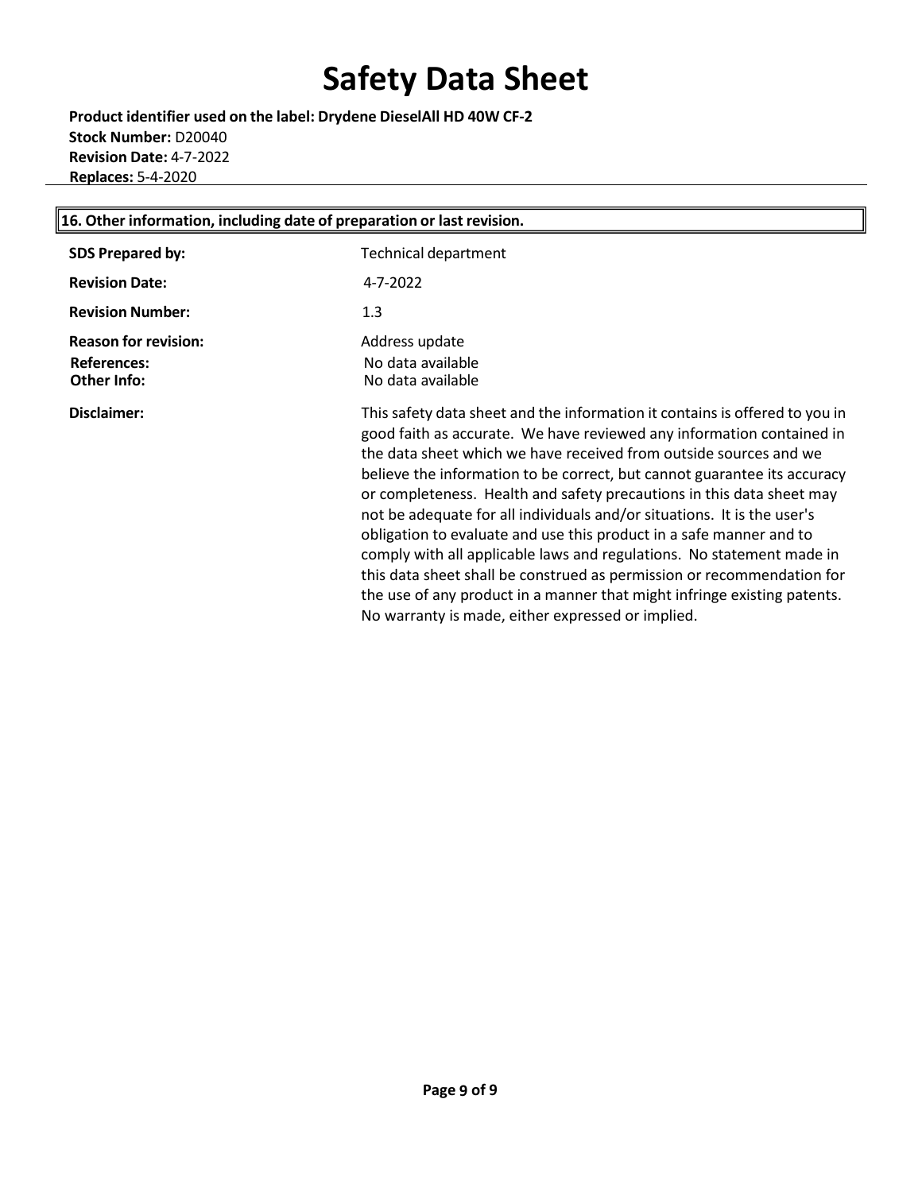# Safety Data Sheet

**Product identifier used on the label: Drydene DieselAll HD 40W CF-2**
**Stock Number:** D20040
**Revision Date:** 4-7-2022
**Replaces:** 5-4-2020

## 16. Other information, including date of preparation or last revision.

| | |
|---|---|
| **SDS Prepared by:** | Technical department |
| **Revision Date:** | 4-7-2022 |
| **Revision Number:** | 1.3 |
| **Reason for revision:** | Address update |
| **References:** | No data available |
| **Other Info:** | No data available |
| **Disclaimer:** | This safety data sheet and the information it contains is offered to you in good faith as accurate. We have reviewed any information contained in the data sheet which we have received from outside sources and we believe the information to be correct, but cannot guarantee its accuracy or completeness. Health and safety precautions in this data sheet may not be adequate for all individuals and/or situations. It is the user's obligation to evaluate and use this product in a safe manner and to comply with all applicable laws and regulations. No statement made in this data sheet shall be construed as permission or recommendation for the use of any product in a manner that might infringe existing patents. No warranty is made, either expressed or implied. |